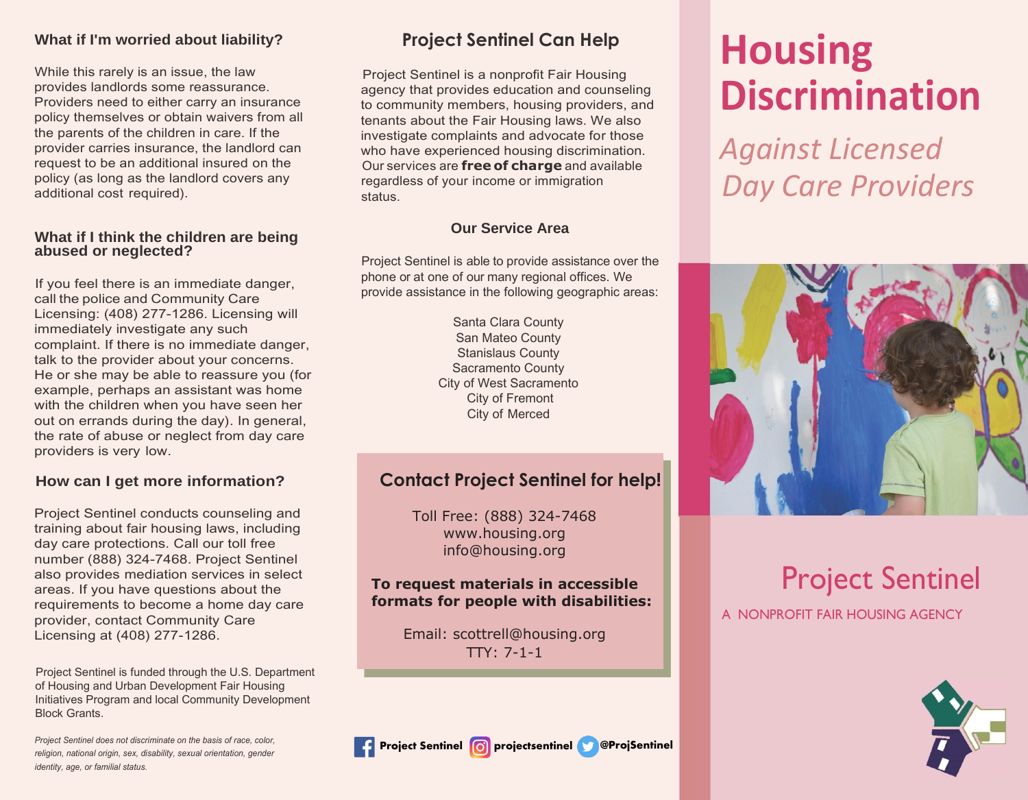### What if I'm worried about liability?

While this rarely is an issue, the law provides landlords some reassurance. Providers need to either carry an insurance policy themselves or obtain waivers from all the parents of the children in care. If the provider carries insurance, the landlord can request to be an additional insured on the policy (as long as the landlord covers any additional cost required).

### What if I think the children are being abused or neglected?

If you feel there is an immediate danger, call the police and Community Care Licensing: (408) 277-1286. Licensing will immediately investigate any such complaint. If there is no immediate danger, talk to the provider about your concerns. He or she may be able to reassure you (for example, perhaps an assistant was home with the children when you have seen her out on errands during the day). In general, the rate of abuse or neglect from day care providers is very low.

### How can I get more information?

Project Sentinel conducts counseling and training about fair housing laws, including day care protections. Call our toll free number (888) 324-7468. Project Sentinel also provides mediation services in select areas. If you have questions about the requirements to become a home day care provider, contact Community Care Licensing at (408) 277-1286.

Project Sentinel is funded through the U.S. Department of Housing and Urban Development Fair Housing Initiatives Program and local Community Development Block Grants.

*Project Sentinel does not discriminate on the basis of race, color, religion, national origin, sex, disability, sexual orientation, gender identity, age, or familial status.*

## Project Sentinel Can Help

Project Sentinel is a nonprofit Fair Housing agency that provides education and counseling to community members, housing providers, and tenants about the Fair Housing laws. We also investigate complaints and advocate for those who have experienced housing discrimination. Our services are **free of charge** and available regardless of your income or immigration status.

### Our Service Area

Project Sentinel is able to provide assistance over the phone or at one of our many regional offices. We provide assistance in the following geographic areas:

Santa Clara County
San Mateo County
Stanislaus County
Sacramento County
City of West Sacramento
City of Fremont
City of Merced

### Contact Project Sentinel for help!

Toll Free: (888) 324-7468
www.housing.org
info@housing.org

**To request materials in accessible formats for people with disabilities:**

Email: scottrell@housing.org
TTY: 7-1-1

Project Sentinel | projectsentinel | @ProjSentinel

# Housing Discrimination

## *Against Licensed Day Care Providers*

Project Sentinel

A NONPROFIT FAIR HOUSING AGENCY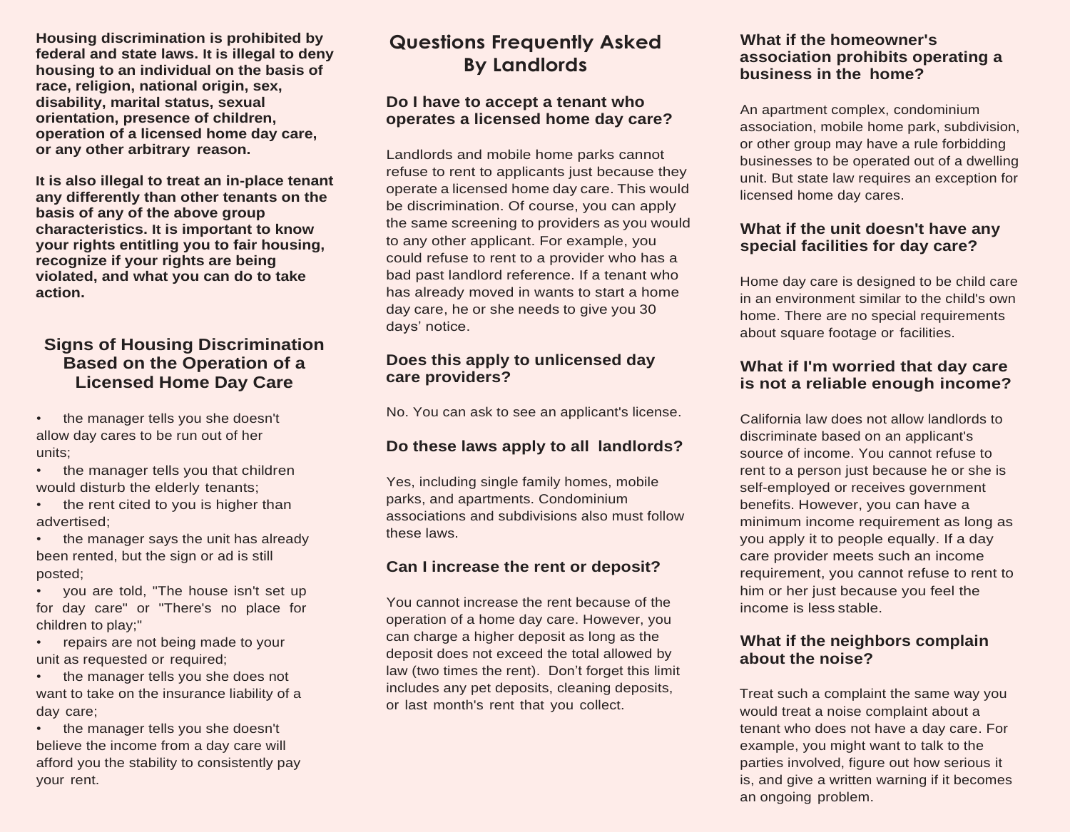**Housing discrimination is prohibited by federal and state laws. It is illegal to deny housing to an individual on the basis of race, religion, national origin, sex, disability, marital status, sexual orientation, presence of children, operation of a licensed home day care, or any other arbitrary reason.**

**It is also illegal to treat an in-place tenant any differently than other tenants on the basis of any of the above group characteristics. It is important to know your rights entitling you to fair housing, recognize if your rights are being violated, and what you can do to take action.**

## Signs of Housing Discrimination Based on the Operation of a Licensed Home Day Care

- the manager tells you she doesn't allow day cares to be run out of her units;
- the manager tells you that children would disturb the elderly tenants;
- the rent cited to you is higher than advertised;
- the manager says the unit has already been rented, but the sign or ad is still posted;
- you are told, "The house isn't set up for day care" or "There's no place for children to play;"
- repairs are not being made to your unit as requested or required;
- the manager tells you she does not want to take on the insurance liability of a day care;
- the manager tells you she doesn't believe the income from a day care will afford you the stability to consistently pay your rent.

## Questions Frequently Asked By Landlords

### Do I have to accept a tenant who operates a licensed home day care?

Landlords and mobile home parks cannot refuse to rent to applicants just because they operate a licensed home day care. This would be discrimination. Of course, you can apply the same screening to providers as you would to any other applicant. For example, you could refuse to rent to a provider who has a bad past landlord reference. If a tenant who has already moved in wants to start a home day care, he or she needs to give you 30 days' notice.

### Does this apply to unlicensed day care providers?

No. You can ask to see an applicant's license.

### Do these laws apply to all landlords?

Yes, including single family homes, mobile parks, and apartments. Condominium associations and subdivisions also must follow these laws.

### Can I increase the rent or deposit?

You cannot increase the rent because of the operation of a home day care. However, you can charge a higher deposit as long as the deposit does not exceed the total allowed by law (two times the rent). Don't forget this limit includes any pet deposits, cleaning deposits, or last month's rent that you collect.

### What if the homeowner's association prohibits operating a business in the home?

An apartment complex, condominium association, mobile home park, subdivision, or other group may have a rule forbidding businesses to be operated out of a dwelling unit. But state law requires an exception for licensed home day cares.

### What if the unit doesn't have any special facilities for day care?

Home day care is designed to be child care in an environment similar to the child's own home. There are no special requirements about square footage or facilities.

### What if I'm worried that day care is not a reliable enough income?

California law does not allow landlords to discriminate based on an applicant's source of income. You cannot refuse to rent to a person just because he or she is self-employed or receives government benefits. However, you can have a minimum income requirement as long as you apply it to people equally. If a day care provider meets such an income requirement, you cannot refuse to rent to him or her just because you feel the income is less stable.

### What if the neighbors complain about the noise?

Treat such a complaint the same way you would treat a noise complaint about a tenant who does not have a day care. For example, you might want to talk to the parties involved, figure out how serious it is, and give a written warning if it becomes an ongoing problem.